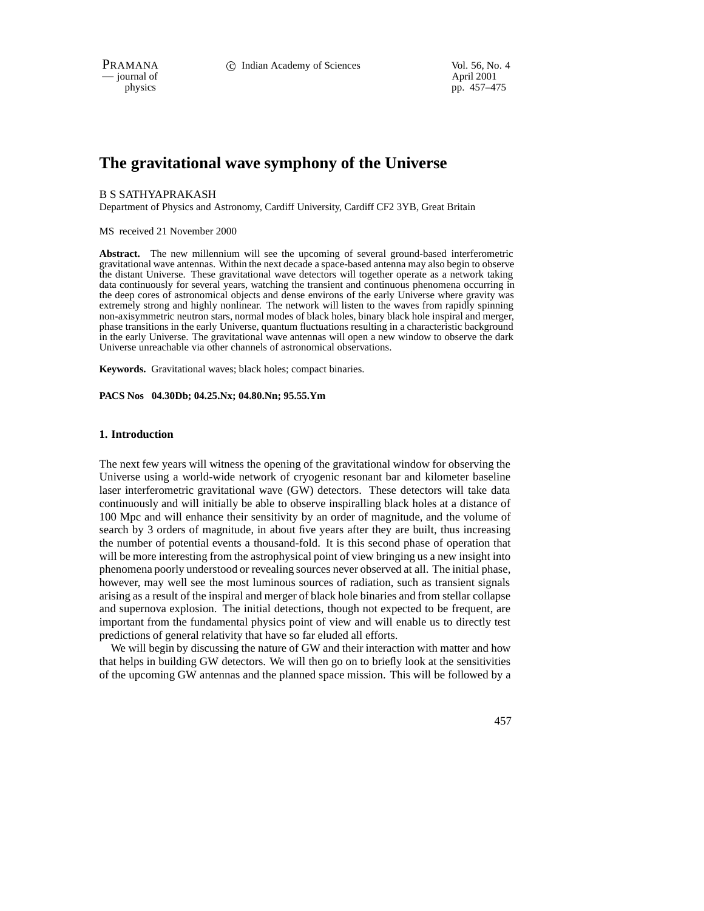# The gravitational wave symphony of the Universe

B S SATHYAPRAKASH

Department of Physics and Astronomy, Cardiff University, Cardiff CF2 3YB, Great Britain

MS received 21 November 2000

**Abstract.** The new millennium will see the upcoming of several ground-based interferometric gravitational wave antennas. Within the next decade a space-based antenna may also begin to observe the distant Universe. These gravitational wave detectors will together operate as a network taking data continuously for several years, watching the transient and continuous phenomena occurring in the deep cores of astronomical objects and dense environs of the early Universe where gravity was extremely strong and highly nonlinear. The network will listen to the waves from rapidly spinning non-axisymmetric neutron stars, normal modes of black holes, binary black hole inspiral and merger, phase transitions in the early Universe, quantum fluctuations resulting in a characteristic background in the early Universe. The gravitational wave antennas will open a new window to observe the dark Universe unreachable via other channels of astronomical observations.

**Keywords.** Gravitational waves; black holes; compact binaries.

**PACS Nos 04.30Db; 04.25.Nx; 04.80.Nn; 95.55.Ym**

## 1. Introduction

The next few years will witness the opening of the gravitational window for observing the Universe using a world-wide network of cryogenic resonant bar and kilometer baseline laser interferometric gravitational wave (GW) detectors. These detectors will take data continuously and will initially be able to observe inspiralling black holes at a distance of 100 Mpc and will enhance their sensitivity by an order of magnitude, and the volume of search by 3 orders of magnitude, in about five years after they are built, thus increasing the number of potential events a thousand-fold. It is this second phase of operation that will be more interesting from the astrophysical point of view bringing us a new insight into phenomena poorly understood or revealing sources never observed at all. The initial phase, however, may well see the most luminous sources of radiation, such as transient signals arising as a result of the inspiral and merger of black hole binaries and from stellar collapse and supernova explosion. The initial detections, though not expected to be frequent, are important from the fundamental physics point of view and will enable us to directly test predictions of general relativity that have so far eluded all efforts.

We will begin by discussing the nature of GW and their interaction with matter and how that helps in building GW detectors. We will then go on to briefly look at the sensitivities of the upcoming GW antennas and the planned space mission. This will be followed by a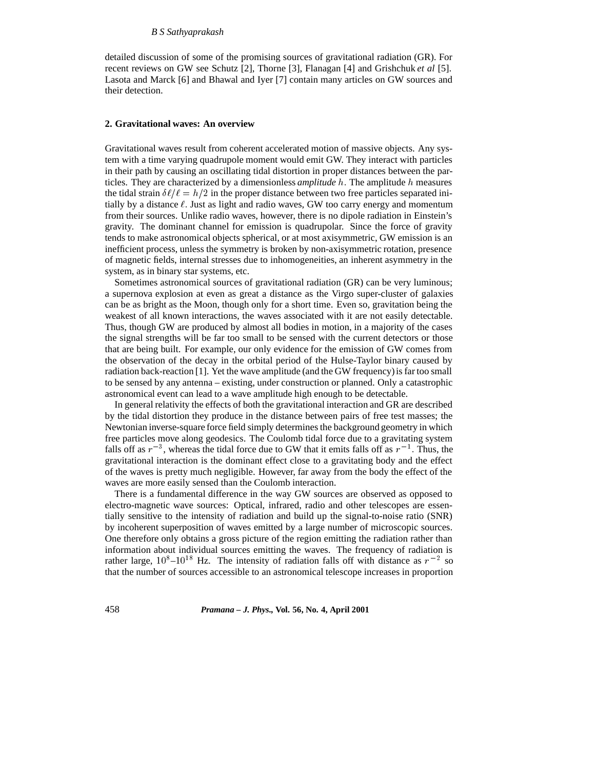detailed discussion of some of the promising sources of gravitational radiation (GR). For recent reviews on GW see Schutz [2], Thorne [3], Flanagan [4] and Grishchuk *et al* [5]. Lasota and Marck [6] and Bhawal and Iyer [7] contain many articles on GW sources and their detection.

## 2. Gravitational waves: An overview

Gravitational waves result from coherent accelerated motion of massive objects. Any system with a time varying quadrupole moment would emit GW. They interact with particles in their path by causing an oscillating tidal distortion in proper distances between the particles. They are characterized by a dimensionless *amplitude* $h$. The amplitude $h$ measures the tidal strain $\delta\ell/\ell = h/2$ in the proper distance between two free particles separated initially by a distance $\ell$. Just as light and radio waves, GW too carry energy and momentum from their sources. Unlike radio waves, however, there is no dipole radiation in Einstein's gravity. The dominant channel for emission is quadrupolar. Since the force of gravity tends to make astronomical objects spherical, or at most axisymmetric, GW emission is an inefficient process, unless the symmetry is broken by non-axisymmetric rotation, presence of magnetic fields, internal stresses due to inhomogeneities, an inherent asymmetry in the system, as in binary star systems, etc.

Sometimes astronomical sources of gravitational radiation (GR) can be very luminous; a supernova explosion at even as great a distance as the Virgo super-cluster of galaxies can be as bright as the Moon, though only for a short time. Even so, gravitation being the weakest of all known interactions, the waves associated with it are not easily detectable. Thus, though GW are produced by almost all bodies in motion, in a majority of the cases the signal strengths will be far too small to be sensed with the current detectors or those that are being built. For example, our only evidence for the emission of GW comes from the observation of the decay in the orbital period of the Hulse-Taylor binary caused by radiation back-reaction [1]. Yet the wave amplitude (and the GW frequency) is far too small to be sensed by any antenna – existing, under construction or planned. Only a catastrophic astronomical event can lead to a wave amplitude high enough to be detectable.

In general relativity the effects of both the gravitational interaction and GR are described by the tidal distortion they produce in the distance between pairs of free test masses; the Newtonian inverse-square force field simply determines the background geometry in which free particles move along geodesics. The Coulomb tidal force due to a gravitating system falls off as $r^{-3}$, whereas the tidal force due to GW that it emits falls off as $r^{-1}$. Thus, the gravitational interaction is the dominant effect close to a gravitating body and the effect of the waves is pretty much negligible. However, far away from the body the effect of the waves are more easily sensed than the Coulomb interaction.

There is a fundamental difference in the way GW sources are observed as opposed to electro-magnetic wave sources: Optical, infrared, radio and other telescopes are essentially sensitive to the intensity of radiation and build up the signal-to-noise ratio (SNR) by incoherent superposition of waves emitted by a large number of microscopic sources. One therefore only obtains a gross picture of the region emitting the radiation rather than information about individual sources emitting the waves. The frequency of radiation is rather large, $10^8$–$10^{18}$ Hz. The intensity of radiation falls off with distance as $r^{-2}$ so that the number of sources accessible to an astronomical telescope increases in proportion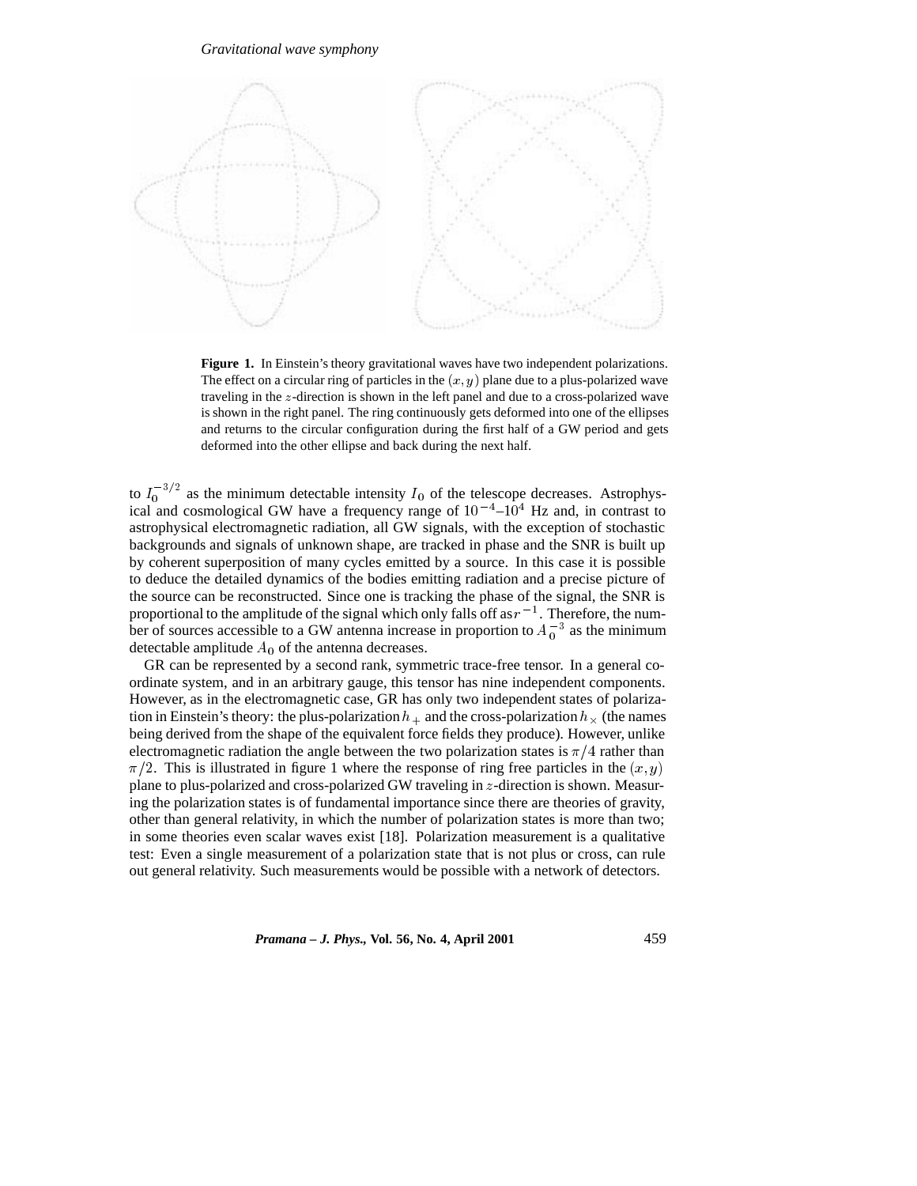**Figure 1.** In Einstein's theory gravitational waves have two independent polarizations. The effect on a circular ring of particles in the $(x, y)$ plane due to a plus-polarized wave traveling in the $z$-direction is shown in the left panel and due to a cross-polarized wave is shown in the right panel. The ring continuously gets deformed into one of the ellipses and returns to the circular configuration during the first half of a GW period and gets deformed into the other ellipse and back during the next half.

to $I_0^{-3/2}$ as the minimum detectable intensity $I_0$ of the telescope decreases. Astrophysical and cosmological GW have a frequency range of $10^{-4}$–$10^4$ Hz and, in contrast to astrophysical electromagnetic radiation, all GW signals, with the exception of stochastic backgrounds and signals of unknown shape, are tracked in phase and the SNR is built up by coherent superposition of many cycles emitted by a source. In this case it is possible to deduce the detailed dynamics of the bodies emitting radiation and a precise picture of the source can be reconstructed. Since one is tracking the phase of the signal, the SNR is proportional to the amplitude of the signal which only falls off as $r^{-1}$. Therefore, the number of sources accessible to a GW antenna increase in proportion to $A_0^{-3}$ as the minimum detectable amplitude $A_0$ of the antenna decreases.

GR can be represented by a second rank, symmetric trace-free tensor. In a general coordinate system, and in an arbitrary gauge, this tensor has nine independent components. However, as in the electromagnetic case, GR has only two independent states of polarization in Einstein's theory: the plus-polarization $h_+$ and the cross-polarization $h_\times$ (the names being derived from the shape of the equivalent force fields they produce). However, unlike electromagnetic radiation the angle between the two polarization states is $\pi/4$ rather than $\pi/2$. This is illustrated in figure 1 where the response of ring free particles in the $(x, y)$ plane to plus-polarized and cross-polarized GW traveling in $z$-direction is shown. Measuring the polarization states is of fundamental importance since there are theories of gravity, other than general relativity, in which the number of polarization states is more than two; in some theories even scalar waves exist [18]. Polarization measurement is a qualitative test: Even a single measurement of a polarization state that is not plus or cross, can rule out general relativity. Such measurements would be possible with a network of detectors.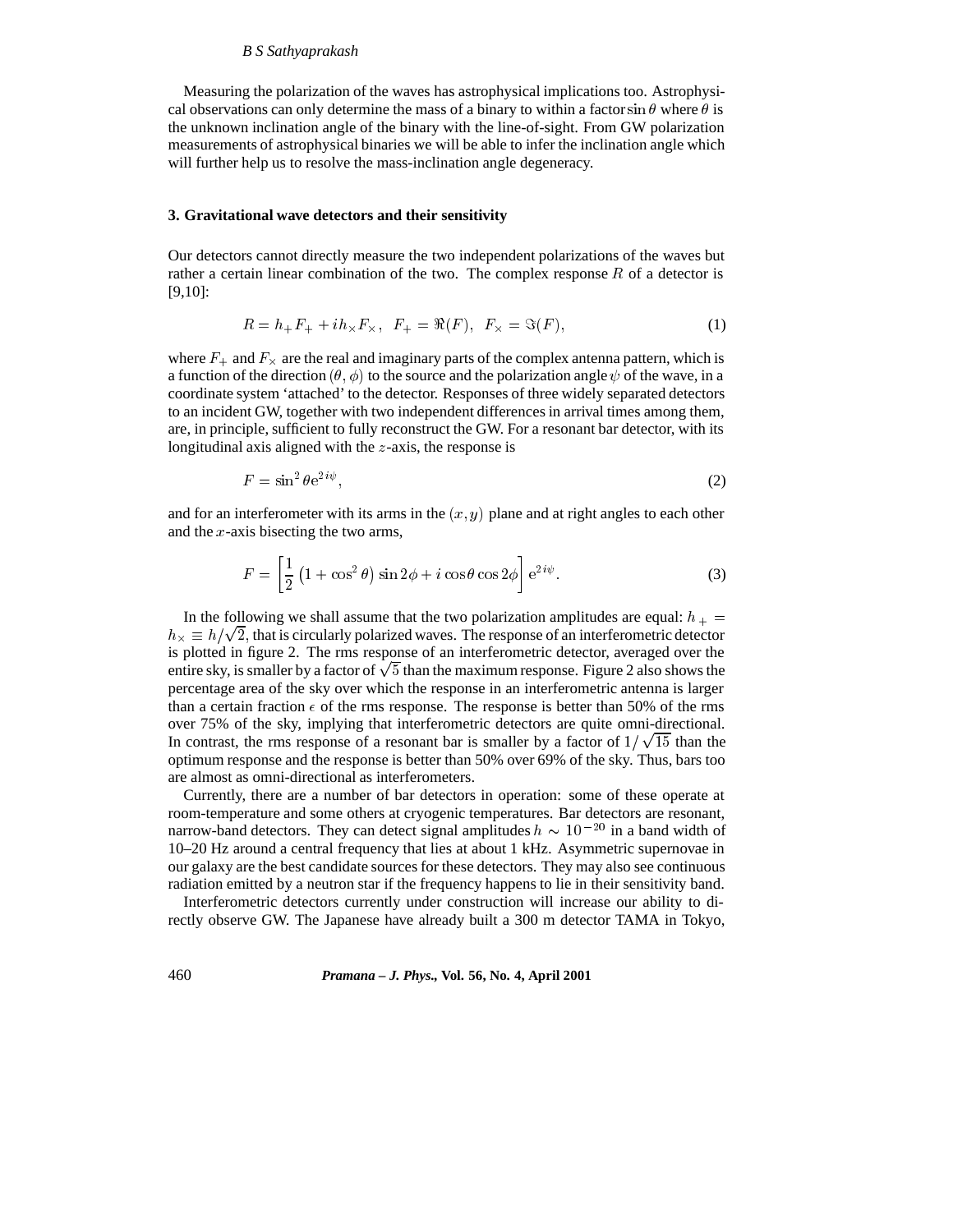Measuring the polarization of the waves has astrophysical implications too. Astrophysical observations can only determine the mass of a binary to within a factor $\sin\theta$ where $\theta$ is the unknown inclination angle of the binary with the line-of-sight. From GW polarization measurements of astrophysical binaries we will be able to infer the inclination angle which will further help us to resolve the mass-inclination angle degeneracy.

## 3. Gravitational wave detectors and their sensitivity

Our detectors cannot directly measure the two independent polarizations of the waves but rather a certain linear combination of the two. The complex response $R$ of a detector is [9,10]:

$$R = h_+ F_+ + i h_\times F_\times, \quad F_+ = \Re(F), \quad F_\times = \Im(F), \tag{1}$$

where $F_+$ and $F_\times$ are the real and imaginary parts of the complex antenna pattern, which is a function of the direction $(\theta, \phi)$ to the source and the polarization angle $\psi$ of the wave, in a coordinate system 'attached' to the detector. Responses of three widely separated detectors to an incident GW, together with two independent differences in arrival times among them, are, in principle, sufficient to fully reconstruct the GW. For a resonant bar detector, with its longitudinal axis aligned with the $z$-axis, the response is

$$F = \sin^2\theta \, \mathrm{e}^{2i\psi}, \tag{2}$$

and for an interferometer with its arms in the $(x, y)$ plane and at right angles to each other and the $x$-axis bisecting the two arms,

$$F = \left[\frac{1}{2}\left(1 + \cos^2\theta\right)\sin 2\phi + i\cos\theta\cos 2\phi\right]\mathrm{e}^{2i\psi}. \tag{3}$$

In the following we shall assume that the two polarization amplitudes are equal: $h_+ = h_\times \equiv h/\sqrt{2}$, that is circularly polarized waves. The response of an interferometric detector is plotted in figure 2. The rms response of an interferometric detector, averaged over the entire sky, is smaller by a factor of $\sqrt{5}$ than the maximum response. Figure 2 also shows the percentage area of the sky over which the response in an interferometric antenna is larger than a certain fraction $\epsilon$ of the rms response. The response is better than 50% of the rms over 75% of the sky, implying that interferometric detectors are quite omni-directional. In contrast, the rms response of a resonant bar is smaller by a factor of $1/\sqrt{15}$ than the optimum response and the response is better than 50% over 69% of the sky. Thus, bars too are almost as omni-directional as interferometers.

Currently, there are a number of bar detectors in operation: some of these operate at room-temperature and some others at cryogenic temperatures. Bar detectors are resonant, narrow-band detectors. They can detect signal amplitudes $h \sim 10^{-20}$ in a band width of 10–20 Hz around a central frequency that lies at about 1 kHz. Asymmetric supernovae in our galaxy are the best candidate sources for these detectors. They may also see continuous radiation emitted by a neutron star if the frequency happens to lie in their sensitivity band.

Interferometric detectors currently under construction will increase our ability to directly observe GW. The Japanese have already built a 300 m detector TAMA in Tokyo,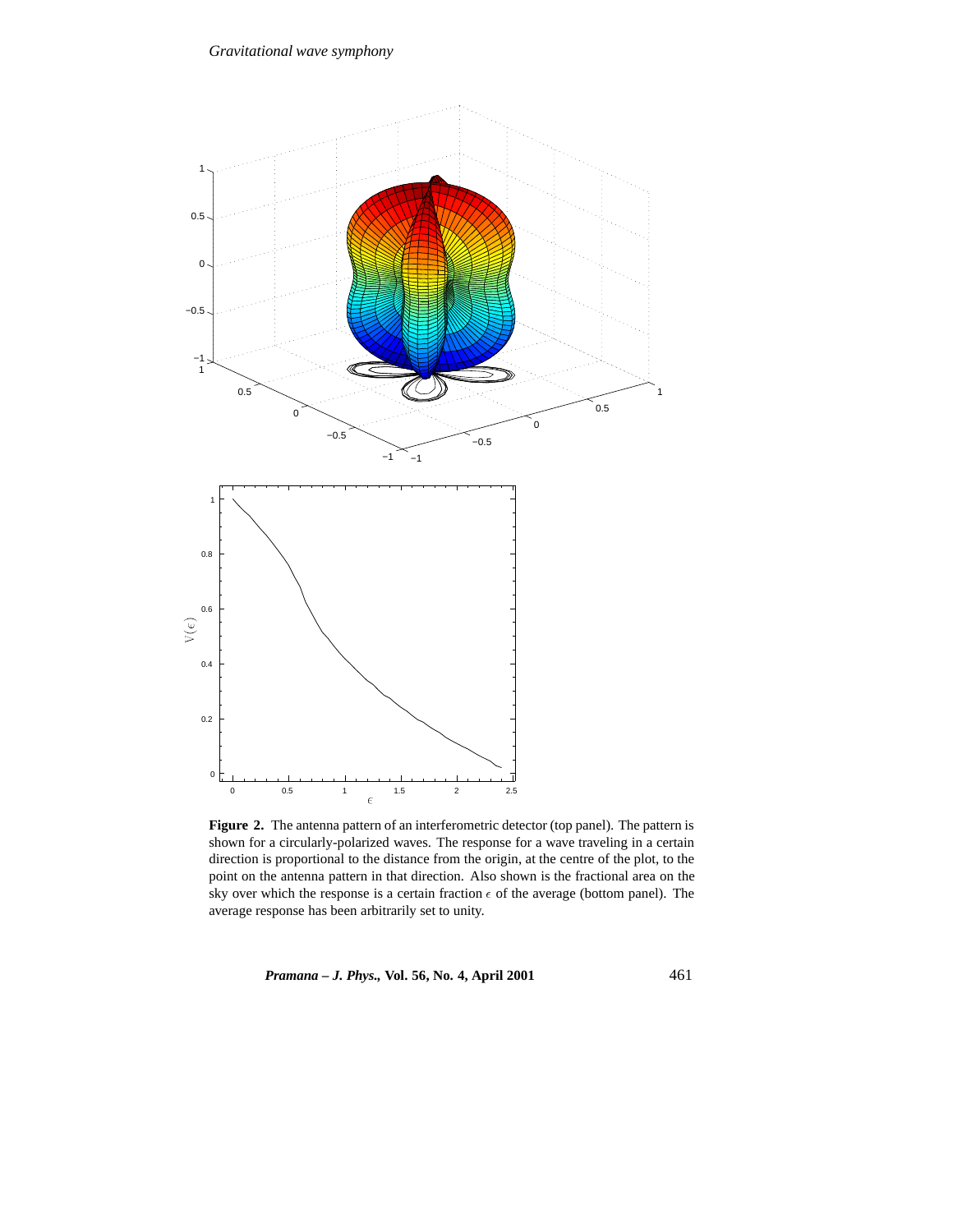**Figure 2.** The antenna pattern of an interferometric detector (top panel). The pattern is shown for a circularly-polarized waves. The response for a wave traveling in a certain direction is proportional to the distance from the origin, at the centre of the plot, to the point on the antenna pattern in that direction. Also shown is the fractional area on the sky over which the response is a certain fraction $\epsilon$ of the average (bottom panel). The average response has been arbitrarily set to unity.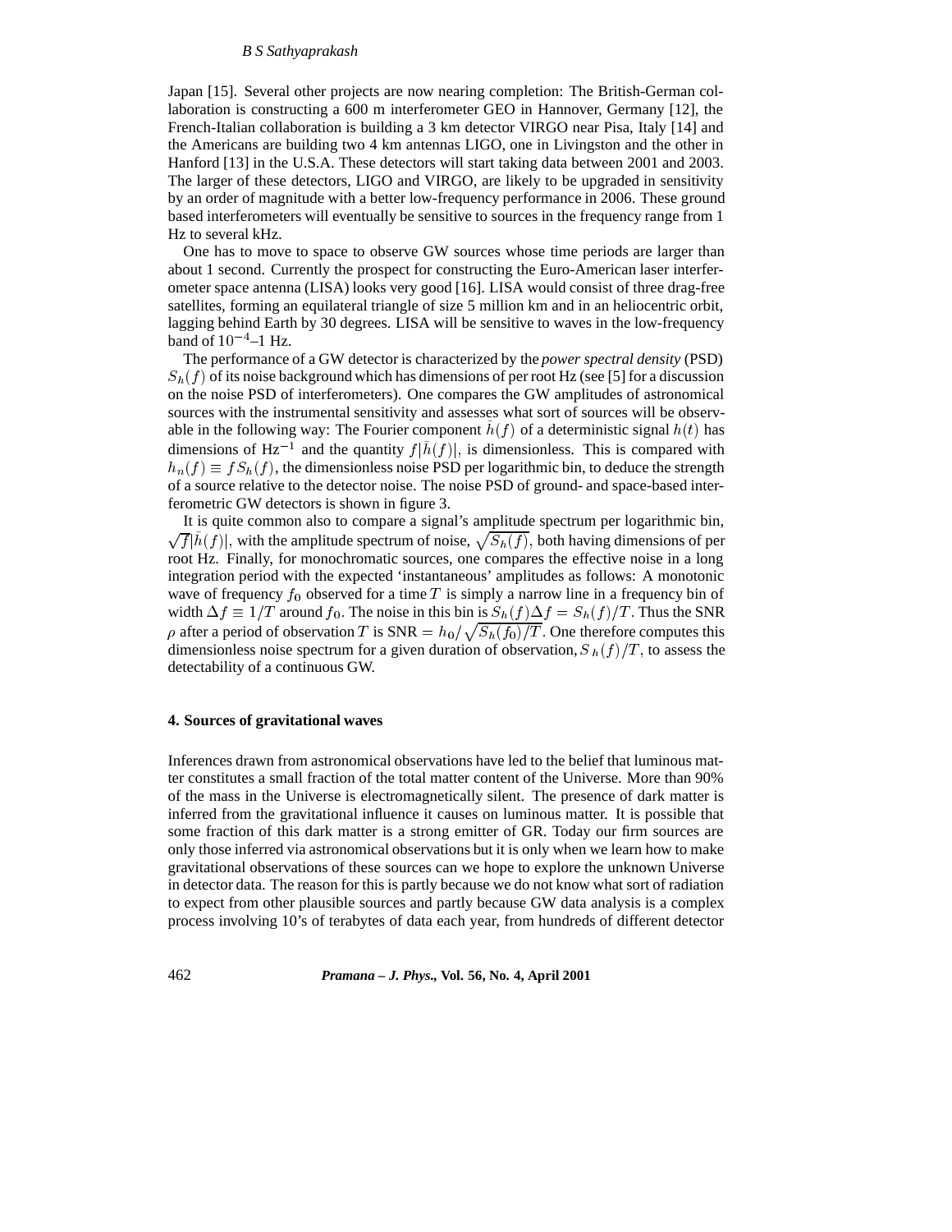Japan [15]. Several other projects are now nearing completion: The British-German collaboration is constructing a 600 m interferometer GEO in Hannover, Germany [12], the French-Italian collaboration is building a 3 km detector VIRGO near Pisa, Italy [14] and the Americans are building two 4 km antennas LIGO, one in Livingston and the other in Hanford [13] in the U.S.A. These detectors will start taking data between 2001 and 2003. The larger of these detectors, LIGO and VIRGO, are likely to be upgraded in sensitivity by an order of magnitude with a better low-frequency performance in 2006. These ground based interferometers will eventually be sensitive to sources in the frequency range from 1 Hz to several kHz.

One has to move to space to observe GW sources whose time periods are larger than about 1 second. Currently the prospect for constructing the Euro-American laser interferometer space antenna (LISA) looks very good [16]. LISA would consist of three drag-free satellites, forming an equilateral triangle of size 5 million km and in an heliocentric orbit, lagging behind Earth by 30 degrees. LISA will be sensitive to waves in the low-frequency band of $10^{-4}$–1 Hz.

The performance of a GW detector is characterized by the *power spectral density* (PSD) $S_h(f)$ of its noise background which has dimensions of per root Hz (see [5] for a discussion on the noise PSD of interferometers). One compares the GW amplitudes of astronomical sources with the instrumental sensitivity and assesses what sort of sources will be observable in the following way: The Fourier component $\tilde{h}(f)$ of a deterministic signal $h(t)$ has dimensions of $\mathrm{Hz}^{-1}$ and the quantity $f|\tilde{h}(f)|$, is dimensionless. This is compared with $h_n(f) \equiv f S_h(f)$, the dimensionless noise PSD per logarithmic bin, to deduce the strength of a source relative to the detector noise. The noise PSD of ground- and space-based interferometric GW detectors is shown in figure 3.

It is quite common also to compare a signal's amplitude spectrum per logarithmic bin, $\sqrt{f}|\tilde{h}(f)|$, with the amplitude spectrum of noise, $\sqrt{S_h(f)}$, both having dimensions of per root Hz. Finally, for monochromatic sources, one compares the effective noise in a long integration period with the expected 'instantaneous' amplitudes as follows: A monotonic wave of frequency $f_0$ observed for a time $T$ is simply a narrow line in a frequency bin of width $\Delta f \equiv 1/T$ around $f_0$. The noise in this bin is $S_h(f)\Delta f = S_h(f)/T$. Thus the SNR $\rho$ after a period of observation $T$ is $\mathrm{SNR} = h_0/\sqrt{S_h(f_0)/T}$. One therefore computes this dimensionless noise spectrum for a given duration of observation, $S_h(f)/T$, to assess the detectability of a continuous GW.

## 4. Sources of gravitational waves

Inferences drawn from astronomical observations have led to the belief that luminous matter constitutes a small fraction of the total matter content of the Universe. More than 90% of the mass in the Universe is electromagnetically silent. The presence of dark matter is inferred from the gravitational influence it causes on luminous matter. It is possible that some fraction of this dark matter is a strong emitter of GR. Today our firm sources are only those inferred via astronomical observations but it is only when we learn how to make gravitational observations of these sources can we hope to explore the unknown Universe in detector data. The reason for this is partly because we do not know what sort of radiation to expect from other plausible sources and partly because GW data analysis is a complex process involving 10's of terabytes of data each year, from hundreds of different detector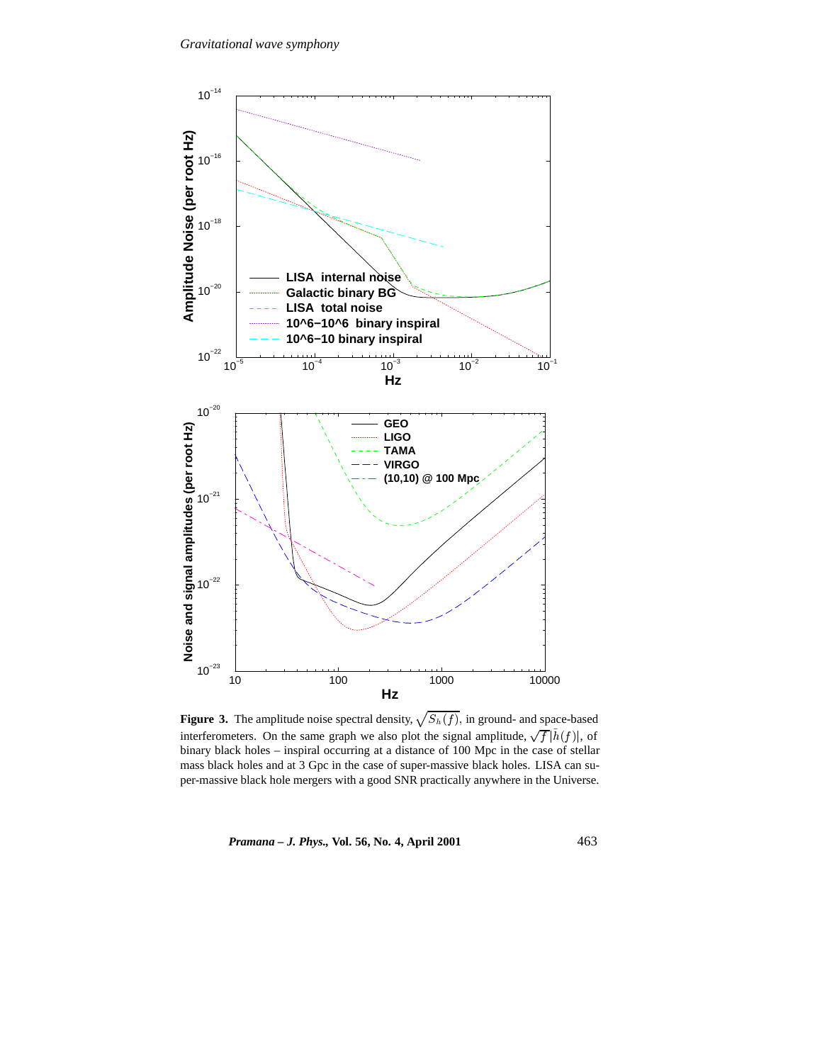**Figure 3.** The amplitude noise spectral density, $\sqrt{S_h(f)}$, in ground- and space-based interferometers. On the same graph we also plot the signal amplitude, $\sqrt{f}|\tilde{h}(f)|$, of binary black holes – inspiral occurring at a distance of 100 Mpc in the case of stellar mass black holes and at 3 Gpc in the case of super-massive black holes. LISA can super-massive black hole mergers with a good SNR practically anywhere in the Universe.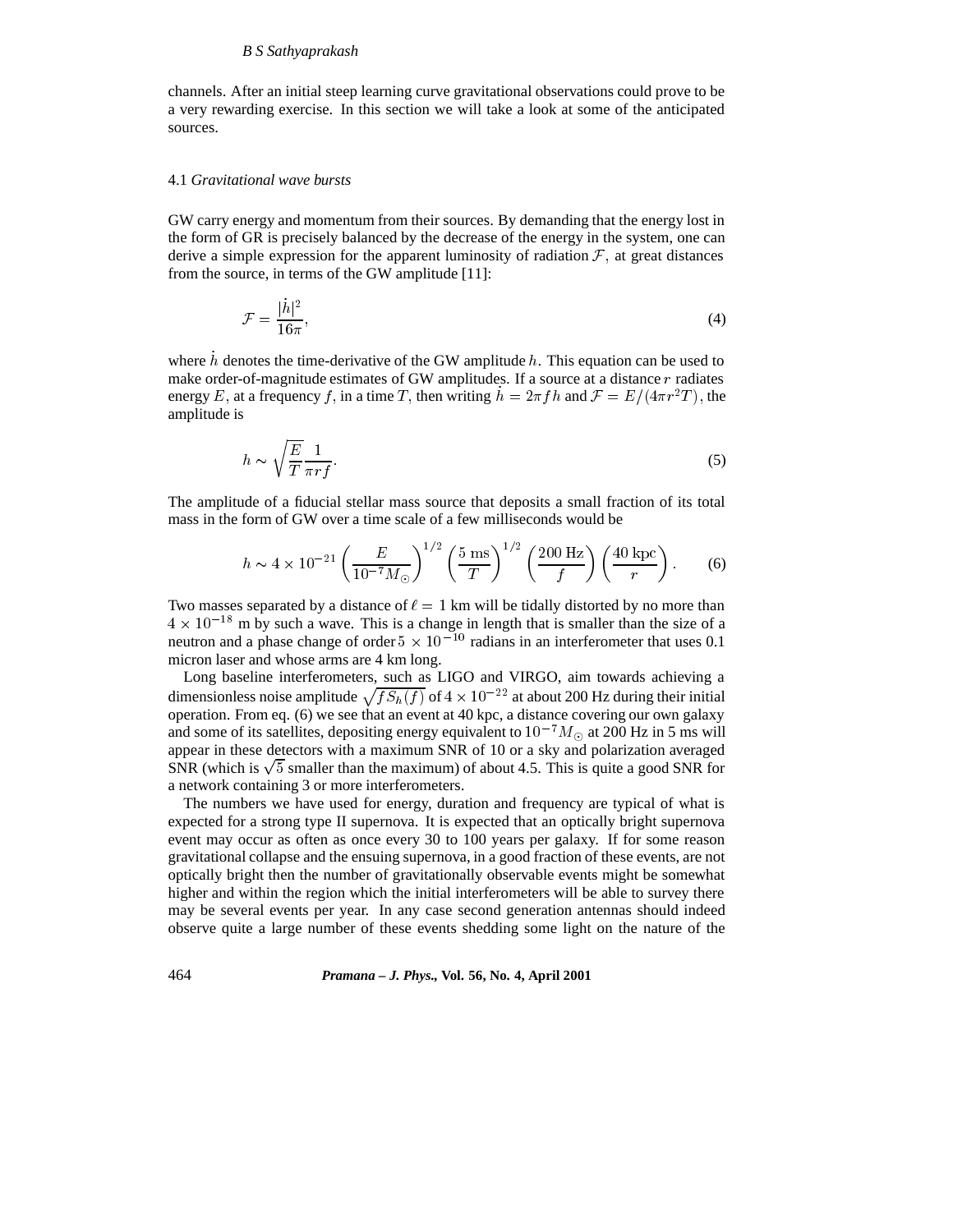channels. After an initial steep learning curve gravitational observations could prove to be a very rewarding exercise. In this section we will take a look at some of the anticipated sources.

### 4.1 *Gravitational wave bursts*

GW carry energy and momentum from their sources. By demanding that the energy lost in the form of GR is precisely balanced by the decrease of the energy in the system, one can derive a simple expression for the apparent luminosity of radiation $\mathcal{F}$, at great distances from the source, in terms of the GW amplitude [11]:

$$\mathcal{F} = \frac{|\dot{h}|^2}{16\pi}, \tag{4}$$

where $\dot{h}$ denotes the time-derivative of the GW amplitude $h$. This equation can be used to make order-of-magnitude estimates of GW amplitudes. If a source at a distance $r$ radiates energy $E$, at a frequency $f$, in a time $T$, then writing $\dot{h} = 2\pi f h$ and $\mathcal{F} = E/(4\pi r^2 T)$, the amplitude is

$$h \sim \sqrt{\frac{E}{T}} \frac{1}{\pi r f}. \tag{5}$$

The amplitude of a fiducial stellar mass source that deposits a small fraction of its total mass in the form of GW over a time scale of a few milliseconds would be

$$h \sim 4 \times 10^{-21} \left(\frac{E}{10^{-7} M_\odot}\right)^{1/2} \left(\frac{5 \text{ ms}}{T}\right)^{1/2} \left(\frac{200 \text{ Hz}}{f}\right) \left(\frac{40 \text{ kpc}}{r}\right). \tag{6}$$

Two masses separated by a distance of $\ell = 1$ km will be tidally distorted by no more than $4 \times 10^{-18}$ m by such a wave. This is a change in length that is smaller than the size of a neutron and a phase change of order $5 \times 10^{-10}$ radians in an interferometer that uses 0.1 micron laser and whose arms are 4 km long.

Long baseline interferometers, such as LIGO and VIRGO, aim towards achieving a dimensionless noise amplitude $\sqrt{f S_h(f)}$ of $4 \times 10^{-22}$ at about 200 Hz during their initial operation. From eq. (6) we see that an event at 40 kpc, a distance covering our own galaxy and some of its satellites, depositing energy equivalent to $10^{-7} M_\odot$ at 200 Hz in 5 ms will appear in these detectors with a maximum SNR of 10 or a sky and polarization averaged SNR (which is $\sqrt{5}$ smaller than the maximum) of about 4.5. This is quite a good SNR for a network containing 3 or more interferometers.

The numbers we have used for energy, duration and frequency are typical of what is expected for a strong type II supernova. It is expected that an optically bright supernova event may occur as often as once every 30 to 100 years per galaxy. If for some reason gravitational collapse and the ensuing supernova, in a good fraction of these events, are not optically bright then the number of gravitationally observable events might be somewhat higher and within the region which the initial interferometers will be able to survey there may be several events per year. In any case second generation antennas should indeed observe quite a large number of these events shedding some light on the nature of the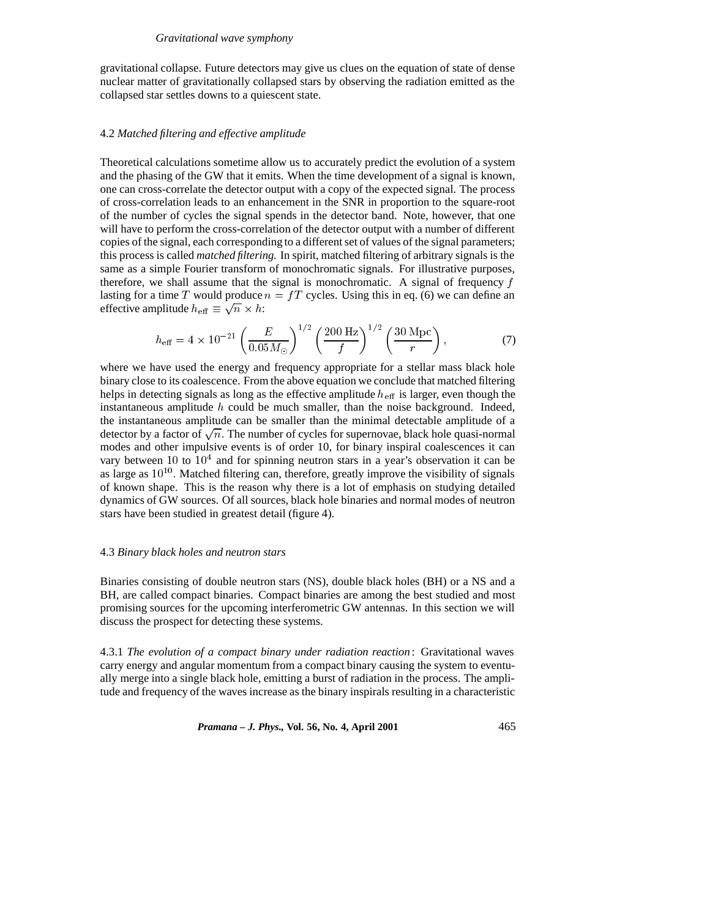gravitational collapse. Future detectors may give us clues on the equation of state of dense nuclear matter of gravitationally collapsed stars by observing the radiation emitted as the collapsed star settles downs to a quiescent state.

### 4.2 *Matched filtering and effective amplitude*

Theoretical calculations sometime allow us to accurately predict the evolution of a system and the phasing of the GW that it emits. When the time development of a signal is known, one can cross-correlate the detector output with a copy of the expected signal. The process of cross-correlation leads to an enhancement in the SNR in proportion to the square-root of the number of cycles the signal spends in the detector band. Note, however, that one will have to perform the cross-correlation of the detector output with a number of different copies of the signal, each corresponding to a different set of values of the signal parameters; this process is called *matched filtering.* In spirit, matched filtering of arbitrary signals is the same as a simple Fourier transform of monochromatic signals. For illustrative purposes, therefore, we shall assume that the signal is monochromatic. A signal of frequency $f$ lasting for a time $T$ would produce $n = fT$ cycles. Using this in eq. (6) we can define an effective amplitude $h_{\rm eff} \equiv \sqrt{n} \times h$:

$$h_{\rm eff} = 4 \times 10^{-21} \left(\frac{E}{0.05 M_\odot}\right)^{1/2} \left(\frac{200\,{\rm Hz}}{f}\right)^{1/2} \left(\frac{30\,{\rm Mpc}}{r}\right), \tag{7}$$

where we have used the energy and frequency appropriate for a stellar mass black hole binary close to its coalescence. From the above equation we conclude that matched filtering helps in detecting signals as long as the effective amplitude $h_{\rm eff}$ is larger, even though the instantaneous amplitude $h$ could be much smaller, than the noise background. Indeed, the instantaneous amplitude can be smaller than the minimal detectable amplitude of a detector by a factor of $\sqrt{n}$. The number of cycles for supernovae, black hole quasi-normal modes and other impulsive events is of order 10, for binary inspiral coalescences it can vary between 10 to $10^4$ and for spinning neutron stars in a year's observation it can be as large as $10^{10}$. Matched filtering can, therefore, greatly improve the visibility of signals of known shape. This is the reason why there is a lot of emphasis on studying detailed dynamics of GW sources. Of all sources, black hole binaries and normal modes of neutron stars have been studied in greatest detail (figure 4).

### 4.3 *Binary black holes and neutron stars*

Binaries consisting of double neutron stars (NS), double black holes (BH) or a NS and a BH, are called compact binaries. Compact binaries are among the best studied and most promising sources for the upcoming interferometric GW antennas. In this section we will discuss the prospect for detecting these systems.

4.3.1 *The evolution of a compact binary under radiation reaction*: Gravitational waves carry energy and angular momentum from a compact binary causing the system to eventually merge into a single black hole, emitting a burst of radiation in the process. The amplitude and frequency of the waves increase as the binary inspirals resulting in a characteristic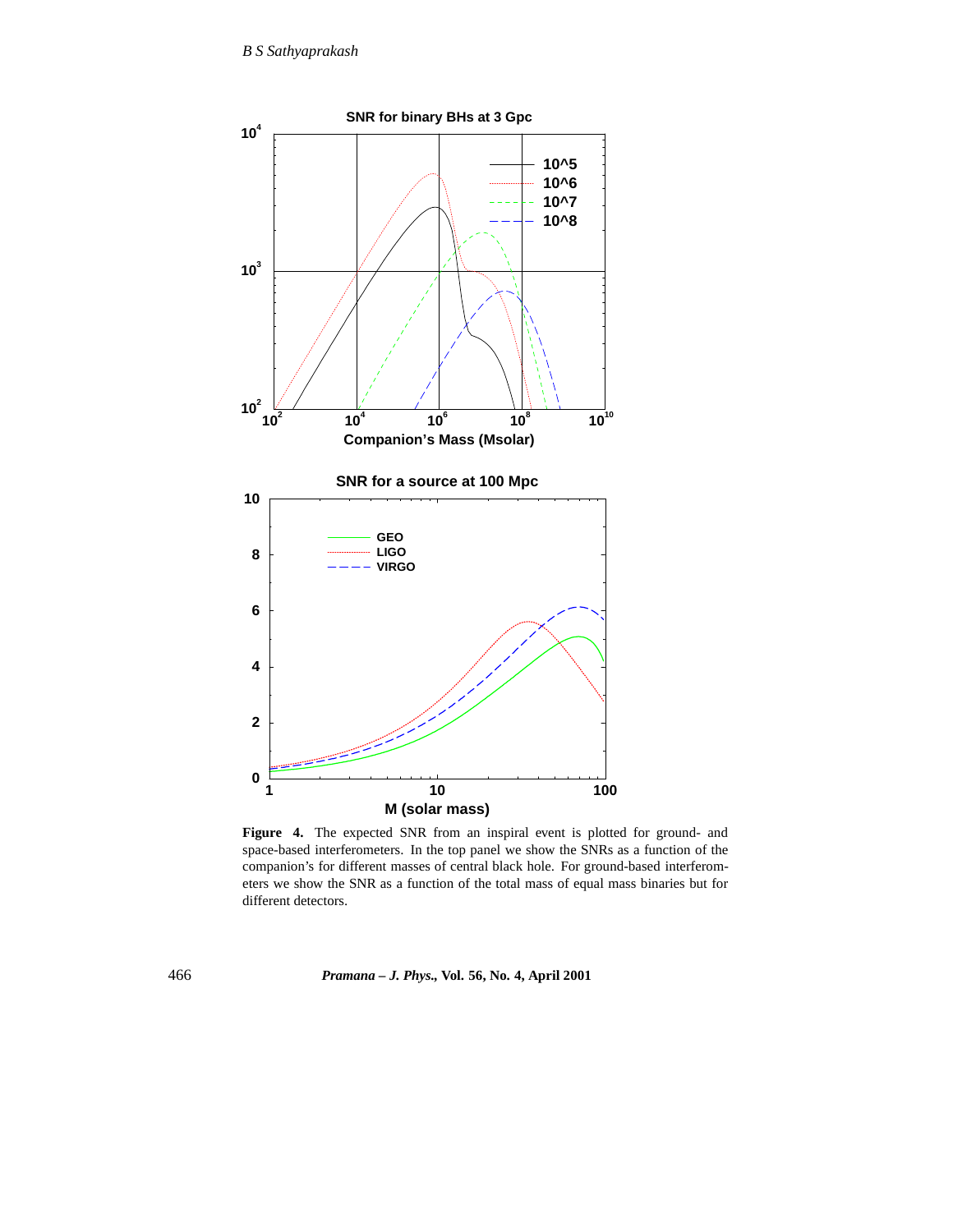**Figure 4.** The expected SNR from an inspiral event is plotted for ground- and space-based interferometers. In the top panel we show the SNRs as a function of the companion's for different masses of central black hole. For ground-based interferometers we show the SNR as a function of the total mass of equal mass binaries but for different detectors.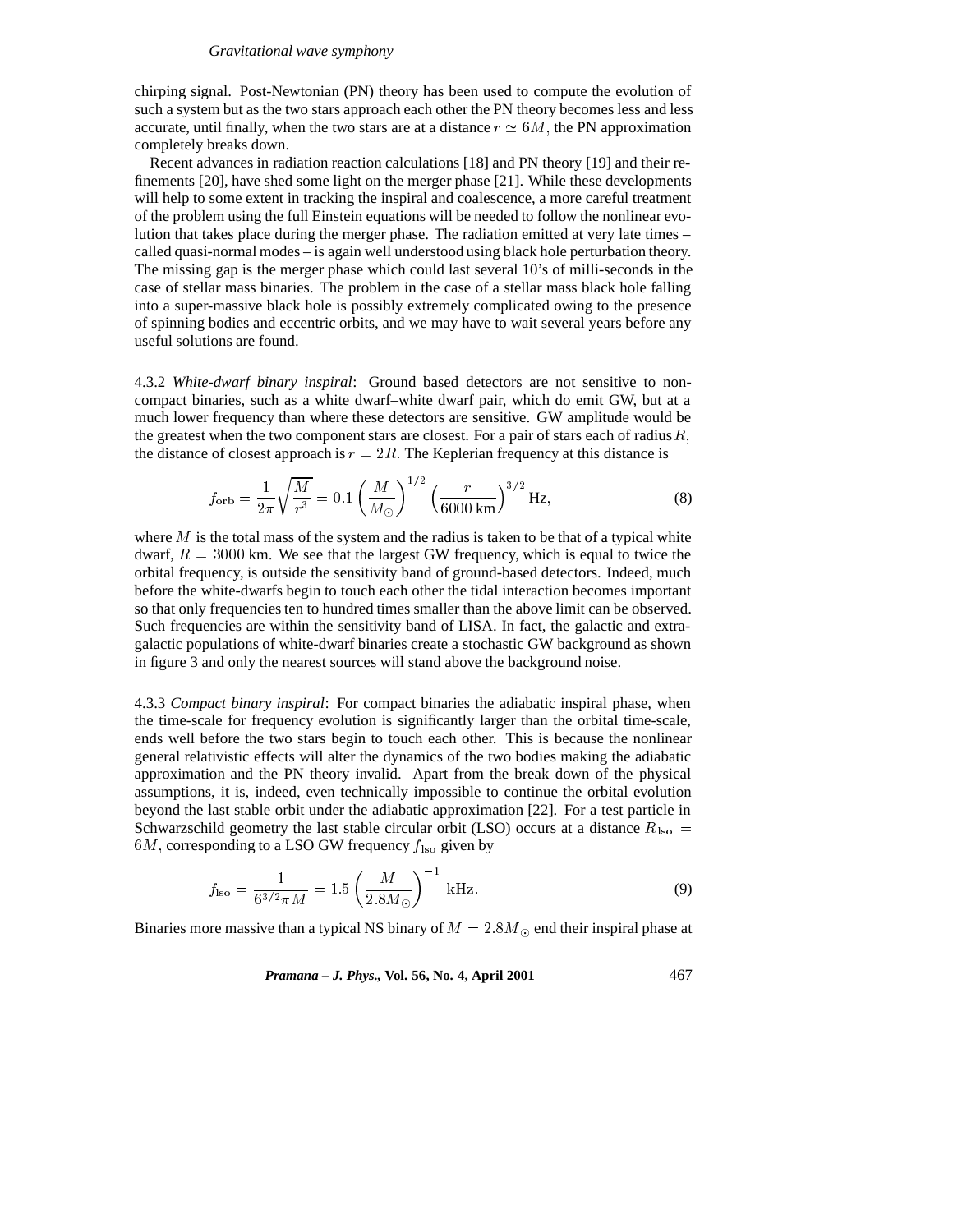chirping signal. Post-Newtonian (PN) theory has been used to compute the evolution of such a system but as the two stars approach each other the PN theory becomes less and less accurate, until finally, when the two stars are at a distance $r \simeq 6M$, the PN approximation completely breaks down.

Recent advances in radiation reaction calculations [18] and PN theory [19] and their refinements [20], have shed some light on the merger phase [21]. While these developments will help to some extent in tracking the inspiral and coalescence, a more careful treatment of the problem using the full Einstein equations will be needed to follow the nonlinear evolution that takes place during the merger phase. The radiation emitted at very late times – called quasi-normal modes – is again well understood using black hole perturbation theory. The missing gap is the merger phase which could last several 10's of milli-seconds in the case of stellar mass binaries. The problem in the case of a stellar mass black hole falling into a super-massive black hole is possibly extremely complicated owing to the presence of spinning bodies and eccentric orbits, and we may have to wait several years before any useful solutions are found.

4.3.2 *White-dwarf binary inspiral*: Ground based detectors are not sensitive to non-compact binaries, such as a white dwarf–white dwarf pair, which do emit GW, but at a much lower frequency than where these detectors are sensitive. GW amplitude would be the greatest when the two component stars are closest. For a pair of stars each of radius $R$, the distance of closest approach is $r = 2R$. The Keplerian frequency at this distance is

$$f_{\rm orb} = \frac{1}{2\pi}\sqrt{\frac{M}{r^3}} = 0.1 \left(\frac{M}{M_\odot}\right)^{1/2} \left(\frac{r}{6000\ \rm km}\right)^{3/2} \rm Hz, \tag{8}$$

where $M$ is the total mass of the system and the radius is taken to be that of a typical white dwarf, $R = 3000$ km. We see that the largest GW frequency, which is equal to twice the orbital frequency, is outside the sensitivity band of ground-based detectors. Indeed, much before the white-dwarfs begin to touch each other the tidal interaction becomes important so that only frequencies ten to hundred times smaller than the above limit can be observed. Such frequencies are within the sensitivity band of LISA. In fact, the galactic and extra-galactic populations of white-dwarf binaries create a stochastic GW background as shown in figure 3 and only the nearest sources will stand above the background noise.

4.3.3 *Compact binary inspiral*: For compact binaries the adiabatic inspiral phase, when the time-scale for frequency evolution is significantly larger than the orbital time-scale, ends well before the two stars begin to touch each other. This is because the nonlinear general relativistic effects will alter the dynamics of the two bodies making the adiabatic approximation and the PN theory invalid. Apart from the break down of the physical assumptions, it is, indeed, even technically impossible to continue the orbital evolution beyond the last stable orbit under the adiabatic approximation [22]. For a test particle in Schwarzschild geometry the last stable circular orbit (LSO) occurs at a distance $R_{\rm lso} = 6M$, corresponding to a LSO GW frequency $f_{\rm lso}$ given by

$$f_{\rm lso} = \frac{1}{6^{3/2}\pi M} = 1.5 \left(\frac{M}{2.8 M_\odot}\right)^{-1} \rm kHz. \tag{9}$$

Binaries more massive than a typical NS binary of $M = 2.8M_\odot$ end their inspiral phase at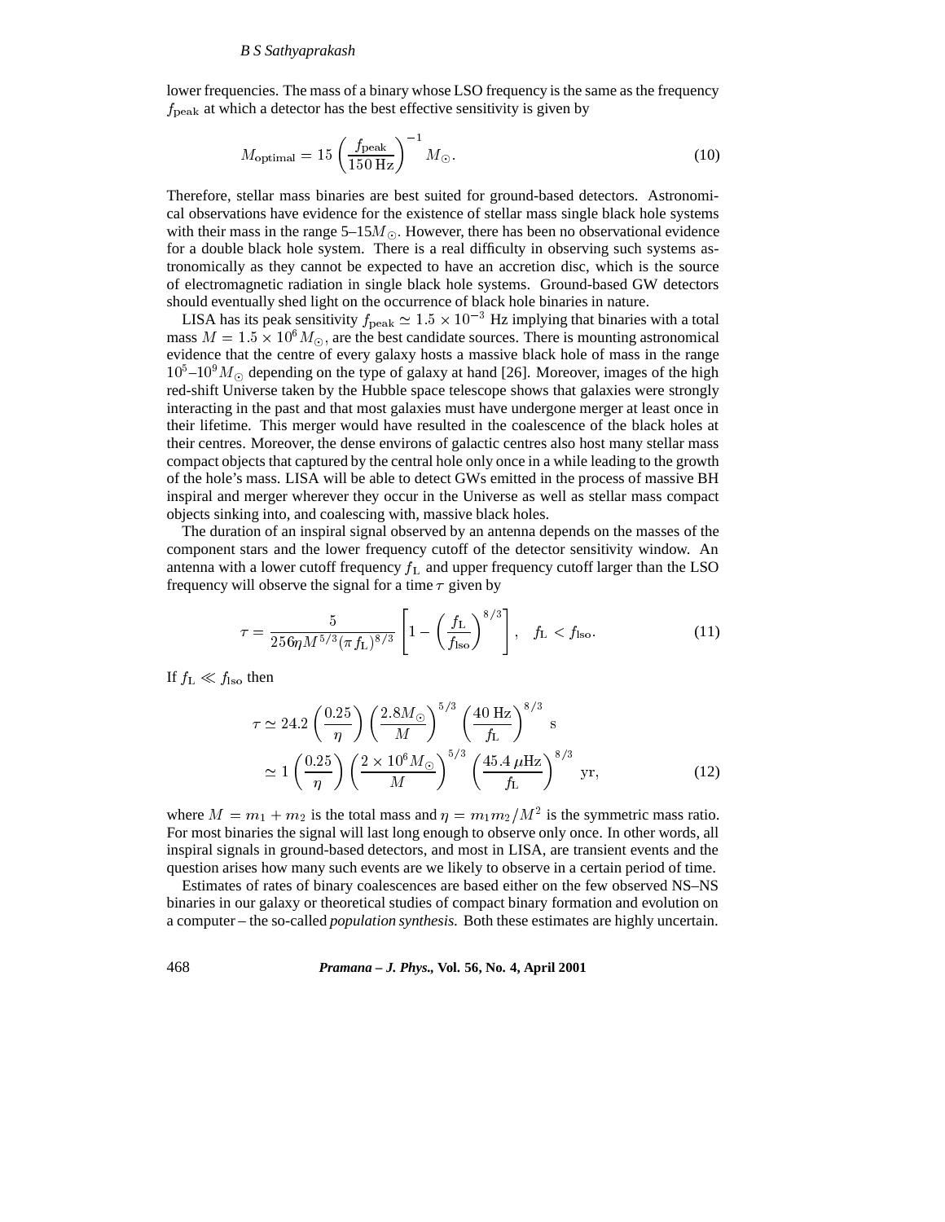lower frequencies. The mass of a binary whose LSO frequency is the same as the frequency $f_{\rm peak}$ at which a detector has the best effective sensitivity is given by

$$M_{\rm optimal} = 15 \left( \frac{f_{\rm peak}}{150\,{\rm Hz}} \right)^{-1} M_\odot. \tag{10}$$

Therefore, stellar mass binaries are best suited for ground-based detectors. Astronomical observations have evidence for the existence of stellar mass single black hole systems with their mass in the range 5–15$M_\odot$. However, there has been no observational evidence for a double black hole system. There is a real difficulty in observing such systems astronomically as they cannot be expected to have an accretion disc, which is the source of electromagnetic radiation in single black hole systems. Ground-based GW detectors should eventually shed light on the occurrence of black hole binaries in nature.

LISA has its peak sensitivity $f_{\rm peak} \simeq 1.5 \times 10^{-3}$ Hz implying that binaries with a total mass $M = 1.5 \times 10^6 M_\odot$, are the best candidate sources. There is mounting astronomical evidence that the centre of every galaxy hosts a massive black hole of mass in the range $10^5$–$10^9 M_\odot$ depending on the type of galaxy at hand [26]. Moreover, images of the high red-shift Universe taken by the Hubble space telescope shows that galaxies were strongly interacting in the past and that most galaxies must have undergone merger at least once in their lifetime. This merger would have resulted in the coalescence of the black holes at their centres. Moreover, the dense environs of galactic centres also host many stellar mass compact objects that captured by the central hole only once in a while leading to the growth of the hole's mass. LISA will be able to detect GWs emitted in the process of massive BH inspiral and merger wherever they occur in the Universe as well as stellar mass compact objects sinking into, and coalescing with, massive black holes.

The duration of an inspiral signal observed by an antenna depends on the masses of the component stars and the lower frequency cutoff of the detector sensitivity window. An antenna with a lower cutoff frequency $f_{\rm L}$ and upper frequency cutoff larger than the LSO frequency will observe the signal for a time $\tau$ given by

$$\tau = \frac{5}{256 \eta M^{5/3} (\pi f_{\rm L})^{8/3}} \left[ 1 - \left( \frac{f_{\rm L}}{f_{\rm lso}} \right)^{8/3} \right], \quad f_{\rm L} < f_{\rm lso}. \tag{11}$$

If $f_{\rm L} \ll f_{\rm lso}$ then

$$\begin{aligned} \tau &\simeq 24.2 \left( \frac{0.25}{\eta} \right) \left( \frac{2.8 M_\odot}{M} \right)^{5/3} \left( \frac{40\ {\rm Hz}}{f_{\rm L}} \right)^{8/3} \ {\rm s} \\ &\simeq 1 \left( \frac{0.25}{\eta} \right) \left( \frac{2 \times 10^6 M_\odot}{M} \right)^{5/3} \left( \frac{45.4\,\mu{\rm Hz}}{f_{\rm L}} \right)^{8/3} \ {\rm yr}, \end{aligned} \tag{12}$$

where $M = m_1 + m_2$ is the total mass and $\eta = m_1 m_2 / M^2$ is the symmetric mass ratio. For most binaries the signal will last long enough to observe only once. In other words, all inspiral signals in ground-based detectors, and most in LISA, are transient events and the question arises how many such events are we likely to observe in a certain period of time.

Estimates of rates of binary coalescences are based either on the few observed NS–NS binaries in our galaxy or theoretical studies of compact binary formation and evolution on a computer – the so-called *population synthesis*. Both these estimates are highly uncertain.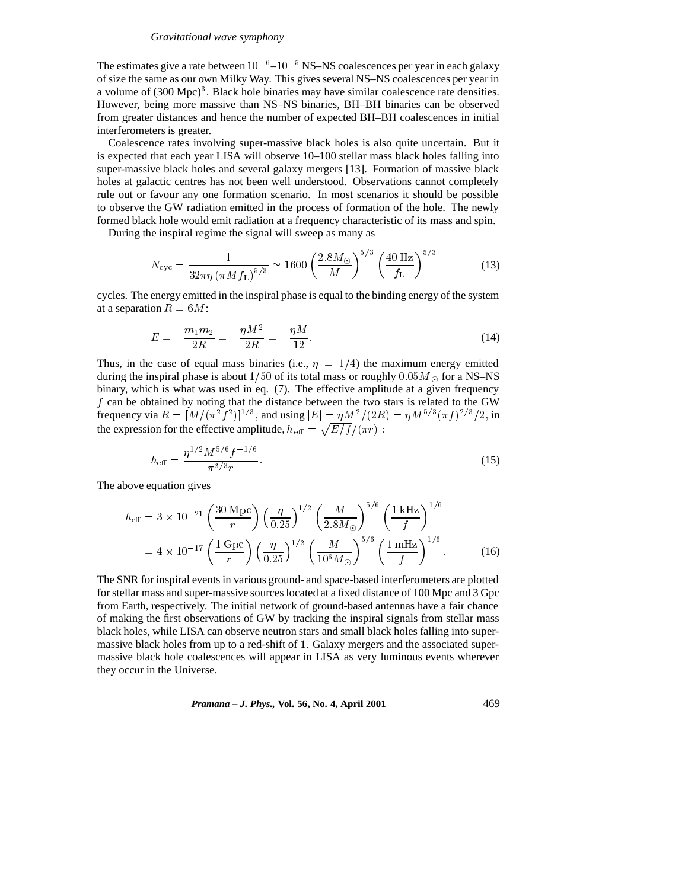The estimates give a rate between $10^{-6}$–$10^{-5}$ NS–NS coalescences per year in each galaxy of size the same as our own Milky Way. This gives several NS–NS coalescences per year in a volume of (300 Mpc)$^3$. Black hole binaries may have similar coalescence rate densities. However, being more massive than NS–NS binaries, BH–BH binaries can be observed from greater distances and hence the number of expected BH–BH coalescences in initial interferometers is greater.

Coalescence rates involving super-massive black holes is also quite uncertain. But it is expected that each year LISA will observe 10–100 stellar mass black holes falling into super-massive black holes and several galaxy mergers [13]. Formation of massive black holes at galactic centres has not been well understood. Observations cannot completely rule out or favour any one formation scenario. In most scenarios it should be possible to observe the GW radiation emitted in the process of formation of the hole. The newly formed black hole would emit radiation at a frequency characteristic of its mass and spin.

During the inspiral regime the signal will sweep as many as

$$N_{\rm cyc} = \frac{1}{32\pi\eta\,(\pi M f_{\rm L})^{5/3}} \simeq 1600 \left(\frac{2.8 M_\odot}{M}\right)^{5/3} \left(\frac{40\ {\rm Hz}}{f_{\rm L}}\right)^{5/3} \tag{13}$$

cycles. The energy emitted in the inspiral phase is equal to the binding energy of the system at a separation $R = 6M$:

$$E = -\frac{m_1 m_2}{2R} = -\frac{\eta M^2}{2R} = -\frac{\eta M}{12}. \tag{14}$$

Thus, in the case of equal mass binaries (i.e., $\eta = 1/4$) the maximum energy emitted during the inspiral phase is about $1/50$ of its total mass or roughly $0.05 M_\odot$ for a NS–NS binary, which is what was used in eq. (7). The effective amplitude at a given frequency $f$ can be obtained by noting that the distance between the two stars is related to the GW frequency via $R = [M/(\pi^2 f^2)]^{1/3}$, and using $|E| = \eta M^2/(2R) = \eta M^{5/3}(\pi f)^{2/3}/2$, in the expression for the effective amplitude, $h_{\rm eff} = \sqrt{E/f}/(\pi r)$ :

$$h_{\rm eff} = \frac{\eta^{1/2} M^{5/6} f^{-1/6}}{\pi^{2/3} r}. \tag{15}$$

The above equation gives

$$\begin{aligned} h_{\rm eff} &= 3 \times 10^{-21} \left(\frac{30\ {\rm Mpc}}{r}\right) \left(\frac{\eta}{0.25}\right)^{1/2} \left(\frac{M}{2.8 M_\odot}\right)^{5/6} \left(\frac{1\ {\rm kHz}}{f}\right)^{1/6} \\ &= 4 \times 10^{-17} \left(\frac{1\ {\rm Gpc}}{r}\right) \left(\frac{\eta}{0.25}\right)^{1/2} \left(\frac{M}{10^6 M_\odot}\right)^{5/6} \left(\frac{1\ {\rm mHz}}{f}\right)^{1/6}. \end{aligned} \tag{16}$$

The SNR for inspiral events in various ground- and space-based interferometers are plotted for stellar mass and super-massive sources located at a fixed distance of 100 Mpc and 3 Gpc from Earth, respectively. The initial network of ground-based antennas have a fair chance of making the first observations of GW by tracking the inspiral signals from stellar mass black holes, while LISA can observe neutron stars and small black holes falling into super-massive black holes from up to a red-shift of 1. Galaxy mergers and the associated super-massive black hole coalescences will appear in LISA as very luminous events wherever they occur in the Universe.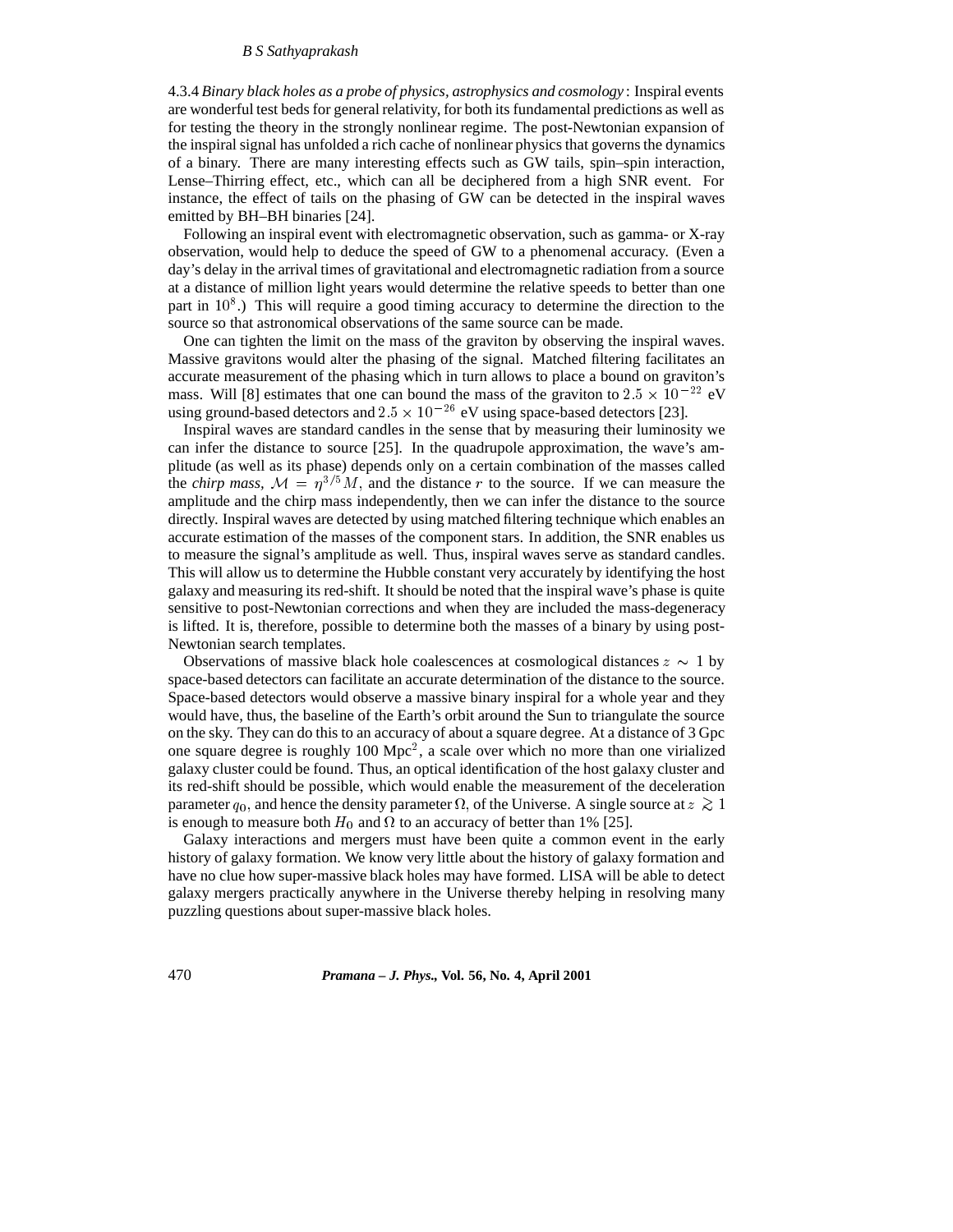4.3.4 *Binary black holes as a probe of physics, astrophysics and cosmology*: Inspiral events are wonderful test beds for general relativity, for both its fundamental predictions as well as for testing the theory in the strongly nonlinear regime. The post-Newtonian expansion of the inspiral signal has unfolded a rich cache of nonlinear physics that governs the dynamics of a binary. There are many interesting effects such as GW tails, spin–spin interaction, Lense–Thirring effect, etc., which can all be deciphered from a high SNR event. For instance, the effect of tails on the phasing of GW can be detected in the inspiral waves emitted by BH–BH binaries [24].

Following an inspiral event with electromagnetic observation, such as gamma- or X-ray observation, would help to deduce the speed of GW to a phenomenal accuracy. (Even a day's delay in the arrival times of gravitational and electromagnetic radiation from a source at a distance of million light years would determine the relative speeds to better than one part in $10^8$.) This will require a good timing accuracy to determine the direction to the source so that astronomical observations of the same source can be made.

One can tighten the limit on the mass of the graviton by observing the inspiral waves. Massive gravitons would alter the phasing of the signal. Matched filtering facilitates an accurate measurement of the phasing which in turn allows to place a bound on graviton's mass. Will [8] estimates that one can bound the mass of the graviton to $2.5 \times 10^{-22}$ eV using ground-based detectors and $2.5 \times 10^{-26}$ eV using space-based detectors [23].

Inspiral waves are standard candles in the sense that by measuring their luminosity we can infer the distance to source [25]. In the quadrupole approximation, the wave's amplitude (as well as its phase) depends only on a certain combination of the masses called the *chirp mass*, $\mathcal{M} = \eta^{3/5} M$, and the distance $r$ to the source. If we can measure the amplitude and the chirp mass independently, then we can infer the distance to the source directly. Inspiral waves are detected by using matched filtering technique which enables an accurate estimation of the masses of the component stars. In addition, the SNR enables us to measure the signal's amplitude as well. Thus, inspiral waves serve as standard candles. This will allow us to determine the Hubble constant very accurately by identifying the host galaxy and measuring its red-shift. It should be noted that the inspiral wave's phase is quite sensitive to post-Newtonian corrections and when they are included the mass-degeneracy is lifted. It is, therefore, possible to determine both the masses of a binary by using post-Newtonian search templates.

Observations of massive black hole coalescences at cosmological distances $z \sim 1$ by space-based detectors can facilitate an accurate determination of the distance to the source. Space-based detectors would observe a massive binary inspiral for a whole year and they would have, thus, the baseline of the Earth's orbit around the Sun to triangulate the source on the sky. They can do this to an accuracy of about a square degree. At a distance of 3 Gpc one square degree is roughly 100 Mpc$^2$, a scale over which no more than one virialized galaxy cluster could be found. Thus, an optical identification of the host galaxy cluster and its red-shift should be possible, which would enable the measurement of the deceleration parameter $q_0$, and hence the density parameter $\Omega$, of the Universe. A single source at $z \gtrsim 1$ is enough to measure both $H_0$ and $\Omega$ to an accuracy of better than 1% [25].

Galaxy interactions and mergers must have been quite a common event in the early history of galaxy formation. We know very little about the history of galaxy formation and have no clue how super-massive black holes may have formed. LISA will be able to detect galaxy mergers practically anywhere in the Universe thereby helping in resolving many puzzling questions about super-massive black holes.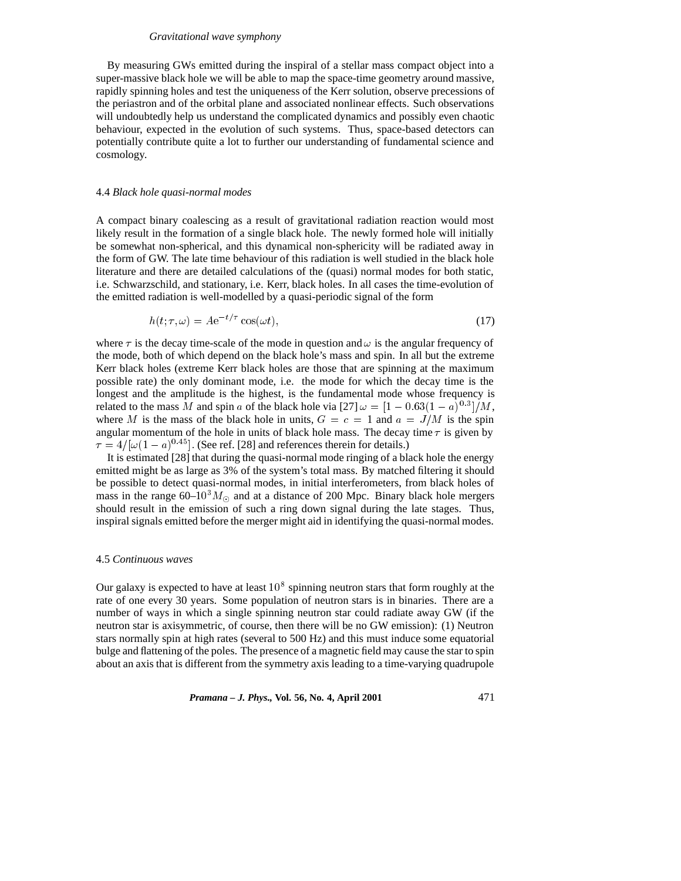By measuring GWs emitted during the inspiral of a stellar mass compact object into a super-massive black hole we will be able to map the space-time geometry around massive, rapidly spinning holes and test the uniqueness of the Kerr solution, observe precessions of the periastron and of the orbital plane and associated nonlinear effects. Such observations will undoubtedly help us understand the complicated dynamics and possibly even chaotic behaviour, expected in the evolution of such systems. Thus, space-based detectors can potentially contribute quite a lot to further our understanding of fundamental science and cosmology.

### 4.4 *Black hole quasi-normal modes*

A compact binary coalescing as a result of gravitational radiation reaction would most likely result in the formation of a single black hole. The newly formed hole will initially be somewhat non-spherical, and this dynamical non-sphericity will be radiated away in the form of GW. The late time behaviour of this radiation is well studied in the black hole literature and there are detailed calculations of the (quasi) normal modes for both static, i.e. Schwarzschild, and stationary, i.e. Kerr, black holes. In all cases the time-evolution of the emitted radiation is well-modelled by a quasi-periodic signal of the form

$$h(t;\tau,\omega) = A\mathrm{e}^{-t/\tau}\cos(\omega t), \tag{17}$$

where $\tau$ is the decay time-scale of the mode in question and $\omega$ is the angular frequency of the mode, both of which depend on the black hole's mass and spin. In all but the extreme Kerr black holes (extreme Kerr black holes are those that are spinning at the maximum possible rate) the only dominant mode, i.e. the mode for which the decay time is the longest and the amplitude is the highest, is the fundamental mode whose frequency is related to the mass $M$ and spin $a$ of the black hole via [27] $\omega = [1 - 0.63(1-a)^{0.3}]/M$, where $M$ is the mass of the black hole in units, $G = c = 1$ and $a = J/M$ is the spin angular momentum of the hole in units of black hole mass. The decay time $\tau$ is given by $\tau = 4/[\omega(1-a)^{0.45}]$. (See ref. [28] and references therein for details.)

It is estimated [28] that during the quasi-normal mode ringing of a black hole the energy emitted might be as large as 3% of the system's total mass. By matched filtering it should be possible to detect quasi-normal modes, in initial interferometers, from black holes of mass in the range 60–$10^3 M_\odot$ and at a distance of 200 Mpc. Binary black hole mergers should result in the emission of such a ring down signal during the late stages. Thus, inspiral signals emitted before the merger might aid in identifying the quasi-normal modes.

### 4.5 *Continuous waves*

Our galaxy is expected to have at least $10^8$ spinning neutron stars that form roughly at the rate of one every 30 years. Some population of neutron stars is in binaries. There are a number of ways in which a single spinning neutron star could radiate away GW (if the neutron star is axisymmetric, of course, then there will be no GW emission): (1) Neutron stars normally spin at high rates (several to 500 Hz) and this must induce some equatorial bulge and flattening of the poles. The presence of a magnetic field may cause the star to spin about an axis that is different from the symmetry axis leading to a time-varying quadrupole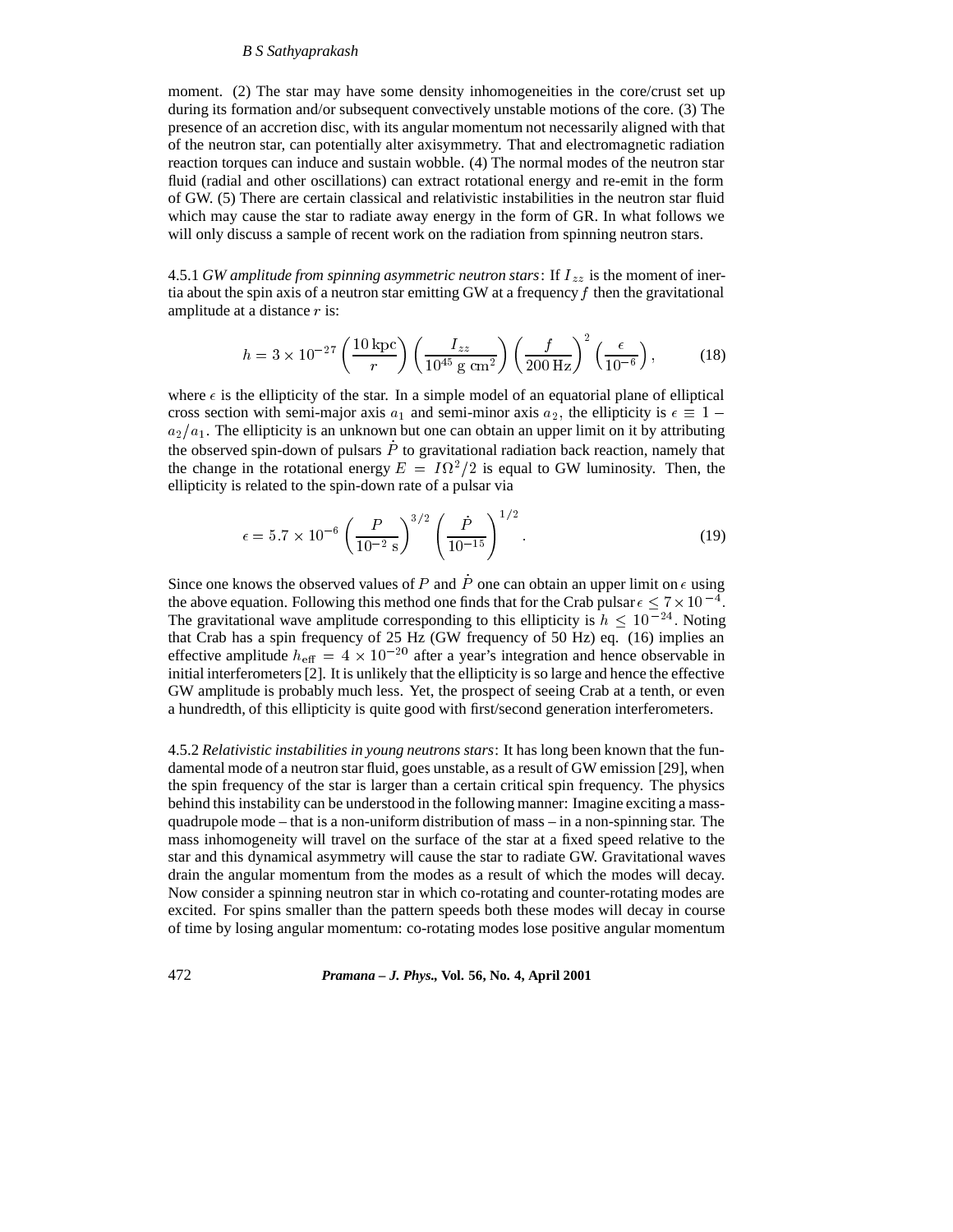moment. (2) The star may have some density inhomogeneities in the core/crust set up during its formation and/or subsequent convectively unstable motions of the core. (3) The presence of an accretion disc, with its angular momentum not necessarily aligned with that of the neutron star, can potentially alter axisymmetry. That and electromagnetic radiation reaction torques can induce and sustain wobble. (4) The normal modes of the neutron star fluid (radial and other oscillations) can extract rotational energy and re-emit in the form of GW. (5) There are certain classical and relativistic instabilities in the neutron star fluid which may cause the star to radiate away energy in the form of GR. In what follows we will only discuss a sample of recent work on the radiation from spinning neutron stars.

4.5.1 *GW amplitude from spinning asymmetric neutron stars*: If $I_{zz}$ is the moment of inertia about the spin axis of a neutron star emitting GW at a frequency $f$ then the gravitational amplitude at a distance $r$ is:

$$h = 3 \times 10^{-27} \left(\frac{10\,\mathrm{kpc}}{r}\right)\left(\frac{I_{zz}}{10^{45}\ \mathrm{g\ cm}^2}\right)\left(\frac{f}{200\,\mathrm{Hz}}\right)^2\left(\frac{\epsilon}{10^{-6}}\right), \tag{18}$$

where $\epsilon$ is the ellipticity of the star. In a simple model of an equatorial plane of elliptical cross section with semi-major axis $a_1$ and semi-minor axis $a_2$, the ellipticity is $\epsilon \equiv 1 - a_2/a_1$. The ellipticity is an unknown but one can obtain an upper limit on it by attributing the observed spin-down of pulsars $\dot{P}$ to gravitational radiation back reaction, namely that the change in the rotational energy $E = I\Omega^2/2$ is equal to GW luminosity. Then, the ellipticity is related to the spin-down rate of a pulsar via

$$\epsilon = 5.7 \times 10^{-6}\left(\frac{P}{10^{-2}\ \mathrm{s}}\right)^{3/2}\left(\frac{\dot{P}}{10^{-15}}\right)^{1/2}. \tag{19}$$

Since one knows the observed values of $P$ and $\dot{P}$ one can obtain an upper limit on $\epsilon$ using the above equation. Following this method one finds that for the Crab pulsar $\epsilon \leq 7 \times 10^{-4}$. The gravitational wave amplitude corresponding to this ellipticity is $h \leq 10^{-24}$. Noting that Crab has a spin frequency of 25 Hz (GW frequency of 50 Hz) eq. (16) implies an effective amplitude $h_{\mathrm{eff}} = 4 \times 10^{-20}$ after a year's integration and hence observable in initial interferometers [2]. It is unlikely that the ellipticity is so large and hence the effective GW amplitude is probably much less. Yet, the prospect of seeing Crab at a tenth, or even a hundredth, of this ellipticity is quite good with first/second generation interferometers.

4.5.2 *Relativistic instabilities in young neutrons stars*: It has long been known that the fundamental mode of a neutron star fluid, goes unstable, as a result of GW emission [29], when the spin frequency of the star is larger than a certain critical spin frequency. The physics behind this instability can be understood in the following manner: Imagine exciting a mass-quadrupole mode – that is a non-uniform distribution of mass – in a non-spinning star. The mass inhomogeneity will travel on the surface of the star at a fixed speed relative to the star and this dynamical asymmetry will cause the star to radiate GW. Gravitational waves drain the angular momentum from the modes as a result of which the modes will decay. Now consider a spinning neutron star in which co-rotating and counter-rotating modes are excited. For spins smaller than the pattern speeds both these modes will decay in course of time by losing angular momentum: co-rotating modes lose positive angular momentum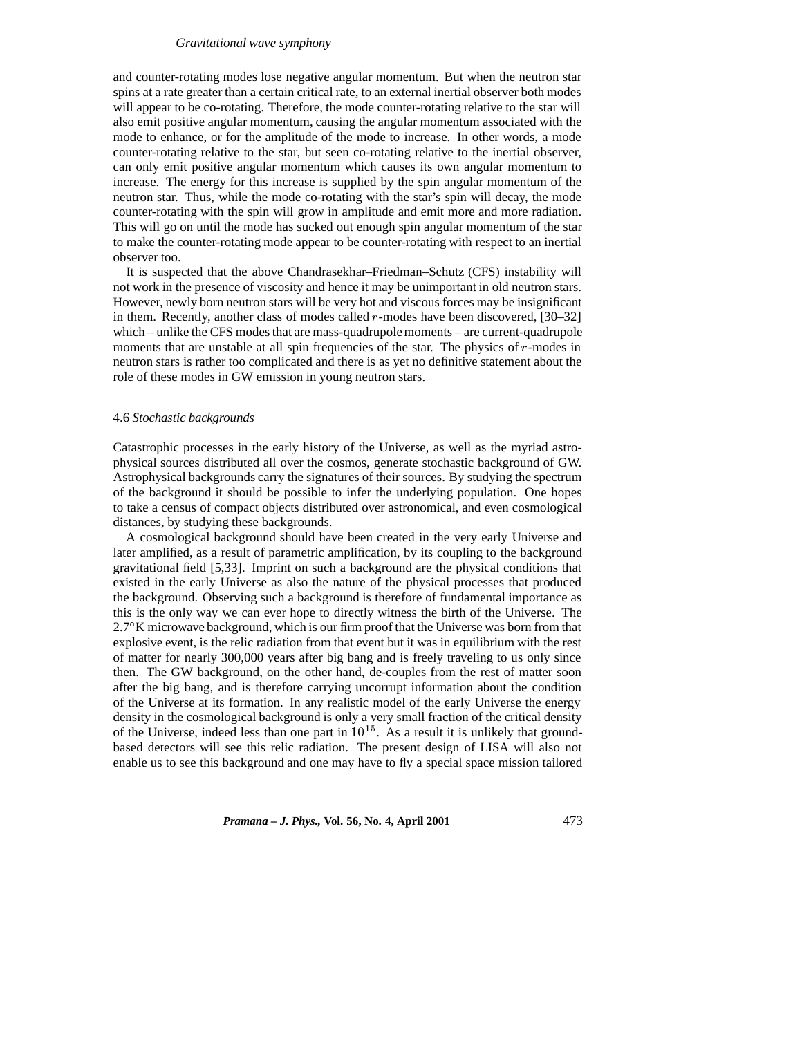and counter-rotating modes lose negative angular momentum. But when the neutron star spins at a rate greater than a certain critical rate, to an external inertial observer both modes will appear to be co-rotating. Therefore, the mode counter-rotating relative to the star will also emit positive angular momentum, causing the angular momentum associated with the mode to enhance, or for the amplitude of the mode to increase. In other words, a mode counter-rotating relative to the star, but seen co-rotating relative to the inertial observer, can only emit positive angular momentum which causes its own angular momentum to increase. The energy for this increase is supplied by the spin angular momentum of the neutron star. Thus, while the mode co-rotating with the star's spin will decay, the mode counter-rotating with the spin will grow in amplitude and emit more and more radiation. This will go on until the mode has sucked out enough spin angular momentum of the star to make the counter-rotating mode appear to be counter-rotating with respect to an inertial observer too.

It is suspected that the above Chandrasekhar–Friedman–Schutz (CFS) instability will not work in the presence of viscosity and hence it may be unimportant in old neutron stars. However, newly born neutron stars will be very hot and viscous forces may be insignificant in them. Recently, another class of modes called $r$-modes have been discovered, [30–32] which – unlike the CFS modes that are mass-quadrupole moments – are current-quadrupole moments that are unstable at all spin frequencies of the star. The physics of $r$-modes in neutron stars is rather too complicated and there is as yet no definitive statement about the role of these modes in GW emission in young neutron stars.

### 4.6 *Stochastic backgrounds*

Catastrophic processes in the early history of the Universe, as well as the myriad astrophysical sources distributed all over the cosmos, generate stochastic background of GW. Astrophysical backgrounds carry the signatures of their sources. By studying the spectrum of the background it should be possible to infer the underlying population. One hopes to take a census of compact objects distributed over astronomical, and even cosmological distances, by studying these backgrounds.

A cosmological background should have been created in the very early Universe and later amplified, as a result of parametric amplification, by its coupling to the background gravitational field [5,33]. Imprint on such a background are the physical conditions that existed in the early Universe as also the nature of the physical processes that produced the background. Observing such a background is therefore of fundamental importance as this is the only way we can ever hope to directly witness the birth of the Universe. The $2.7^{\circ}$K microwave background, which is our firm proof that the Universe was born from that explosive event, is the relic radiation from that event but it was in equilibrium with the rest of matter for nearly 300,000 years after big bang and is freely traveling to us only since then. The GW background, on the other hand, de-couples from the rest of matter soon after the big bang, and is therefore carrying uncorrupt information about the condition of the Universe at its formation. In any realistic model of the early Universe the energy density in the cosmological background is only a very small fraction of the critical density of the Universe, indeed less than one part in $10^{15}$. As a result it is unlikely that ground-based detectors will see this relic radiation. The present design of LISA will also not enable us to see this background and one may have to fly a special space mission tailored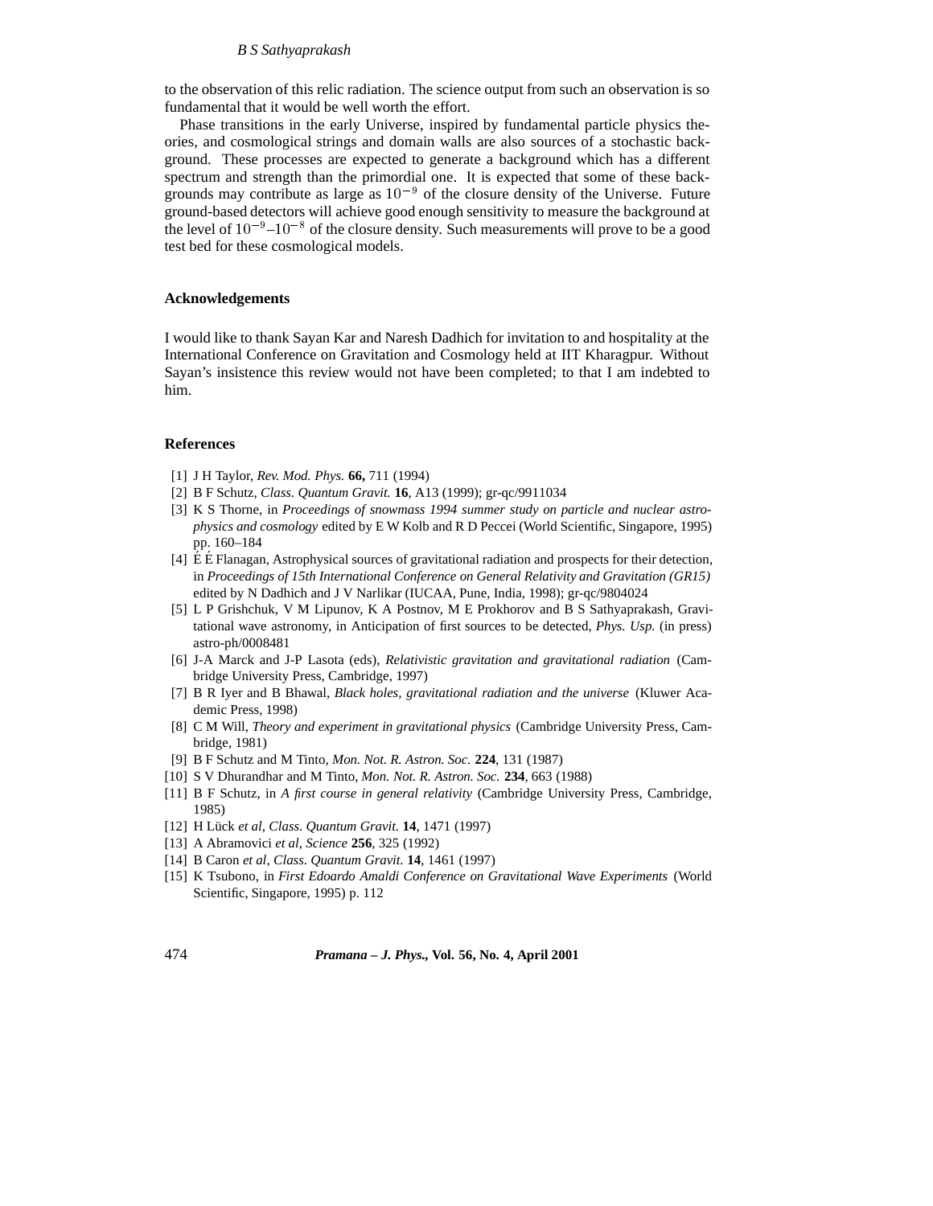to the observation of this relic radiation. The science output from such an observation is so fundamental that it would be well worth the effort.

Phase transitions in the early Universe, inspired by fundamental particle physics theories, and cosmological strings and domain walls are also sources of a stochastic background. These processes are expected to generate a background which has a different spectrum and strength than the primordial one. It is expected that some of these backgrounds may contribute as large as $10^{-9}$ of the closure density of the Universe. Future ground-based detectors will achieve good enough sensitivity to measure the background at the level of $10^{-9}$–$10^{-8}$ of the closure density. Such measurements will prove to be a good test bed for these cosmological models.

## Acknowledgements

I would like to thank Sayan Kar and Naresh Dadhich for invitation to and hospitality at the International Conference on Gravitation and Cosmology held at IIT Kharagpur. Without Sayan's insistence this review would not have been completed; to that I am indebted to him.

## References

[1] J H Taylor, *Rev. Mod. Phys.* **66,** 711 (1994)

[2] B F Schutz, *Class. Quantum Gravit.* **16**, A13 (1999); gr-qc/9911034

[3] K S Thorne, in *Proceedings of snowmass 1994 summer study on particle and nuclear astrophysics and cosmology* edited by E W Kolb and R D Peccei (World Scientific, Singapore, 1995) pp. 160–184

[4] É É Flanagan, Astrophysical sources of gravitational radiation and prospects for their detection, in *Proceedings of 15th International Conference on General Relativity and Gravitation (GR15)* edited by N Dadhich and J V Narlikar (IUCAA, Pune, India, 1998); gr-qc/9804024

[5] L P Grishchuk, V M Lipunov, K A Postnov, M E Prokhorov and B S Sathyaprakash, Gravitational wave astronomy, in Anticipation of first sources to be detected, *Phys. Usp.* (in press) astro-ph/0008481

[6] J-A Marck and J-P Lasota (eds), *Relativistic gravitation and gravitational radiation* (Cambridge University Press, Cambridge, 1997)

[7] B R Iyer and B Bhawal, *Black holes, gravitational radiation and the universe* (Kluwer Academic Press, 1998)

[8] C M Will, *Theory and experiment in gravitational physics* (Cambridge University Press, Cambridge, 1981)

[9] B F Schutz and M Tinto, *Mon. Not. R. Astron. Soc.* **224**, 131 (1987)

[10] S V Dhurandhar and M Tinto, *Mon. Not. R. Astron. Soc.* **234**, 663 (1988)

[11] B F Schutz, in *A first course in general relativity* (Cambridge University Press, Cambridge, 1985)

[12] H Lück *et al*, *Class. Quantum Gravit.* **14**, 1471 (1997)

[13] A Abramovici *et al*, *Science* **256**, 325 (1992)

[14] B Caron *et al*, *Class. Quantum Gravit.* **14**, 1461 (1997)

[15] K Tsubono, in *First Edoardo Amaldi Conference on Gravitational Wave Experiments* (World Scientific, Singapore, 1995) p. 112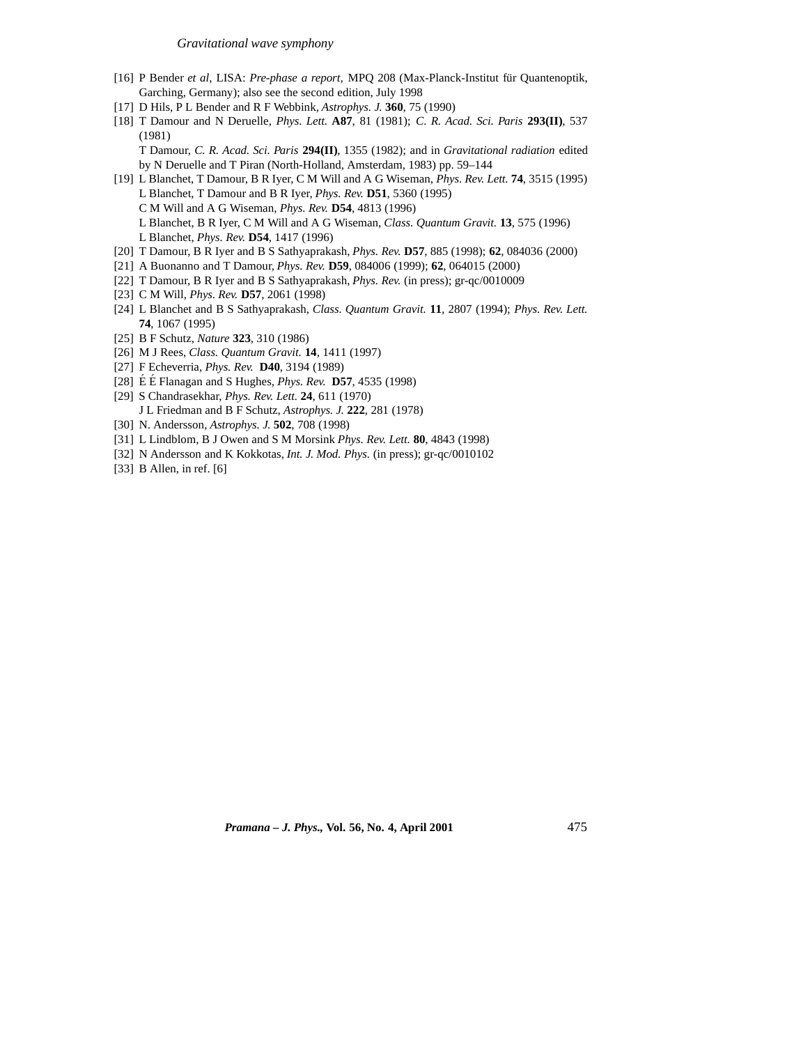[16] P Bender *et al*, LISA: *Pre-phase a report,* MPQ 208 (Max-Planck-Institut für Quantenoptik, Garching, Germany); also see the second edition, July 1998

[17] D Hils, P L Bender and R F Webbink, *Astrophys. J.* **360**, 75 (1990)

[18] T Damour and N Deruelle, *Phys. Lett.* **A87**, 81 (1981); *C. R. Acad. Sci. Paris* **293(II)**, 537 (1981)
T Damour, *C. R. Acad. Sci. Paris* **294(II)**, 1355 (1982); and in *Gravitational radiation* edited by N Deruelle and T Piran (North-Holland, Amsterdam, 1983) pp. 59–144

[19] L Blanchet, T Damour, B R Iyer, C M Will and A G Wiseman, *Phys. Rev. Lett.* **74**, 3515 (1995)
L Blanchet, T Damour and B R Iyer, *Phys. Rev.* **D51**, 5360 (1995)
C M Will and A G Wiseman, *Phys. Rev.* **D54**, 4813 (1996)
L Blanchet, B R Iyer, C M Will and A G Wiseman, *Class. Quantum Gravit.* **13**, 575 (1996)
L Blanchet, *Phys. Rev.* **D54**, 1417 (1996)

[20] T Damour, B R Iyer and B S Sathyaprakash, *Phys. Rev.* **D57**, 885 (1998); **62**, 084036 (2000)

[21] A Buonanno and T Damour, *Phys. Rev.* **D59**, 084006 (1999); **62**, 064015 (2000)

[22] T Damour, B R Iyer and B S Sathyaprakash, *Phys. Rev.* (in press); gr-qc/0010009

[23] C M Will, *Phys. Rev.* **D57**, 2061 (1998)

[24] L Blanchet and B S Sathyaprakash, *Class. Quantum Gravit.* **11**, 2807 (1994); *Phys. Rev. Lett.* **74**, 1067 (1995)

[25] B F Schutz, *Nature* **323**, 310 (1986)

[26] M J Rees, *Class. Quantum Gravit.* **14**, 1411 (1997)

[27] F Echeverria, *Phys. Rev.* **D40**, 3194 (1989)

[28] É É Flanagan and S Hughes, *Phys. Rev.* **D57**, 4535 (1998)

[29] S Chandrasekhar, *Phys. Rev. Lett.* **24**, 611 (1970)
J L Friedman and B F Schutz, *Astrophys. J.* **222**, 281 (1978)

[30] N. Andersson, *Astrophys. J.* **502**, 708 (1998)

[31] L Lindblom, B J Owen and S M Morsink *Phys. Rev. Lett.* **80**, 4843 (1998)

[32] N Andersson and K Kokkotas, *Int. J. Mod. Phys.* (in press); gr-qc/0010102

[33] B Allen, in ref. [6]